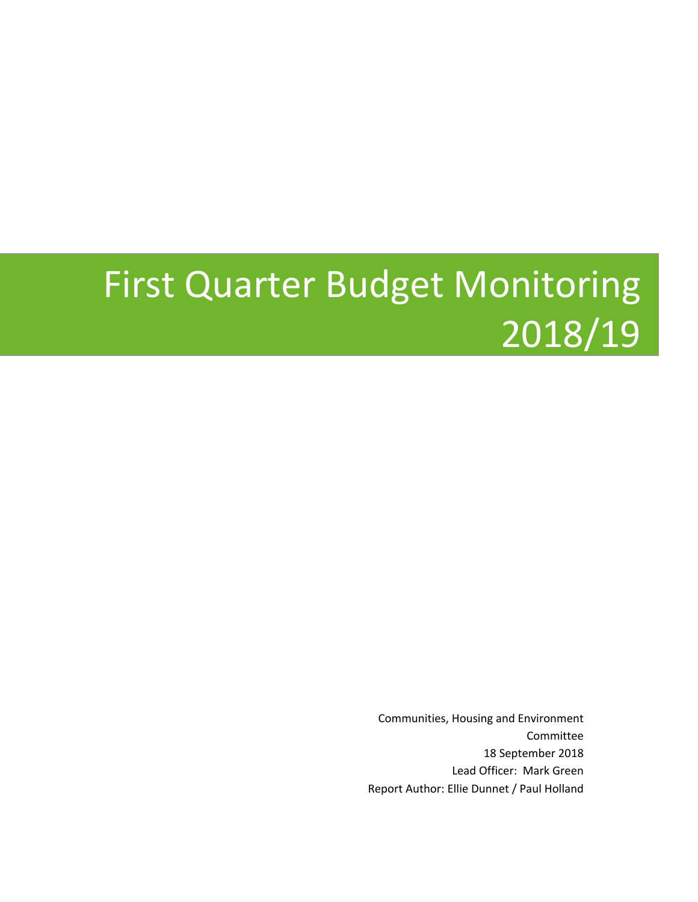# First Quarter Budget Monitoring 2018/19

Communities, Housing and Environment Committee

18 September 2018

Lead Officer: Mark Green

Report Author: Ellie Dunnet / Paul Holland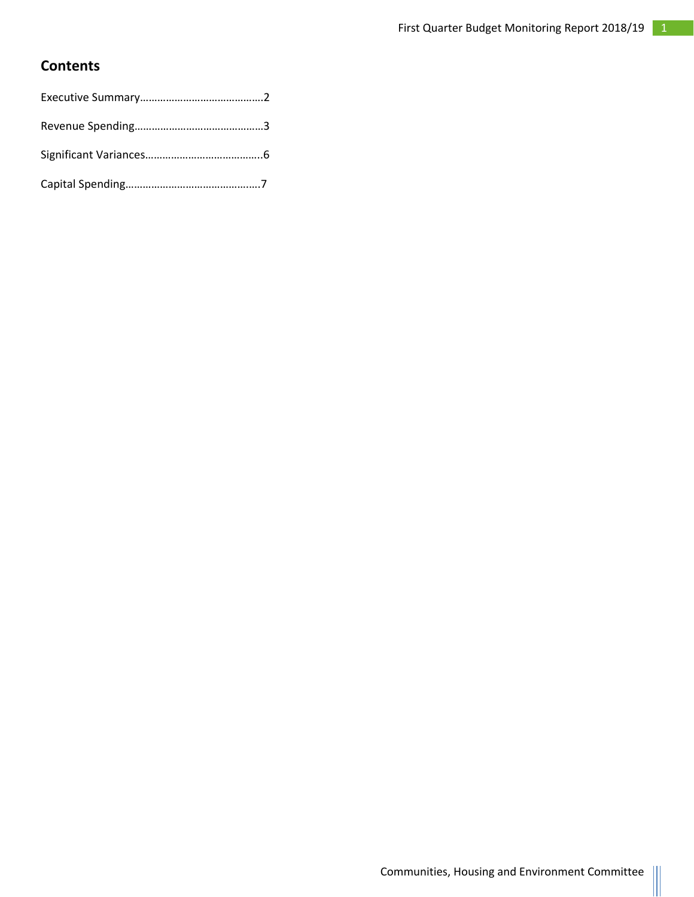## Contents

Executive Summary……………………………………2

Revenue Spending………………………………………3

Significant Variances…………………………………..6

Capital Spending………………………………………..7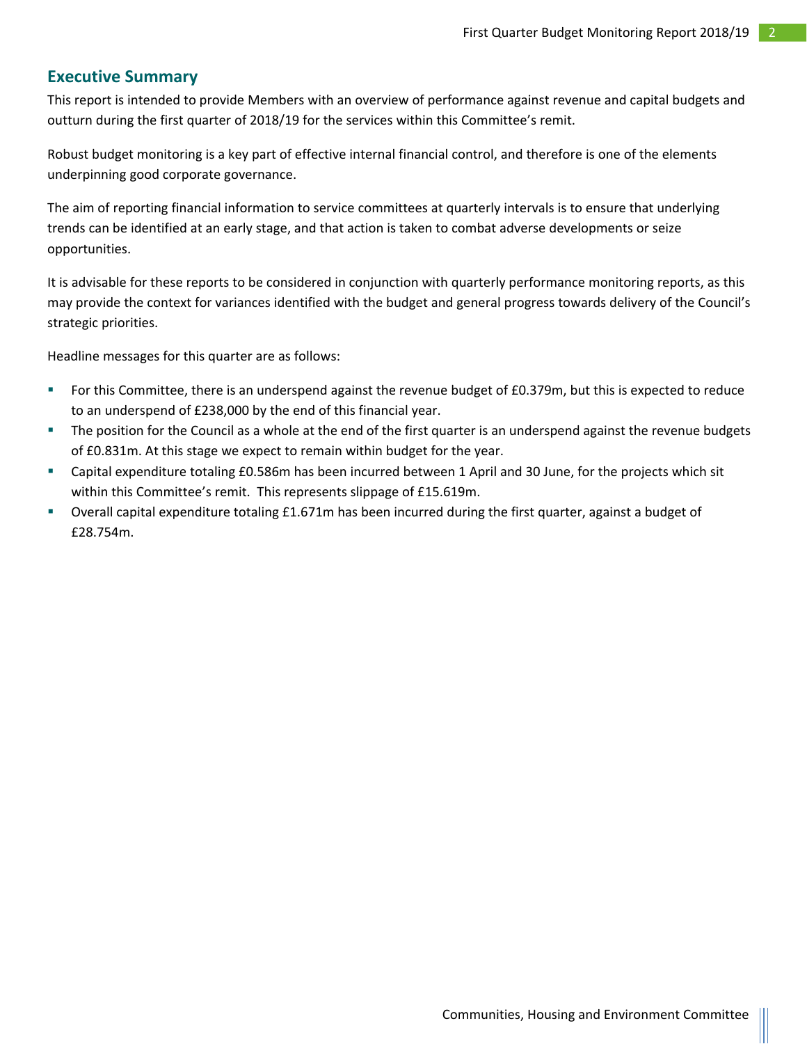## Executive Summary

This report is intended to provide Members with an overview of performance against revenue and capital budgets and outturn during the first quarter of 2018/19 for the services within this Committee's remit.

Robust budget monitoring is a key part of effective internal financial control, and therefore is one of the elements underpinning good corporate governance.

The aim of reporting financial information to service committees at quarterly intervals is to ensure that underlying trends can be identified at an early stage, and that action is taken to combat adverse developments or seize opportunities.

It is advisable for these reports to be considered in conjunction with quarterly performance monitoring reports, as this may provide the context for variances identified with the budget and general progress towards delivery of the Council's strategic priorities.

Headline messages for this quarter are as follows:

- For this Committee, there is an underspend against the revenue budget of £0.379m, but this is expected to reduce to an underspend of £238,000 by the end of this financial year.
- The position for the Council as a whole at the end of the first quarter is an underspend against the revenue budgets of £0.831m. At this stage we expect to remain within budget for the year.
- Capital expenditure totaling £0.586m has been incurred between 1 April and 30 June, for the projects which sit within this Committee's remit. This represents slippage of £15.619m.
- Overall capital expenditure totaling £1.671m has been incurred during the first quarter, against a budget of £28.754m.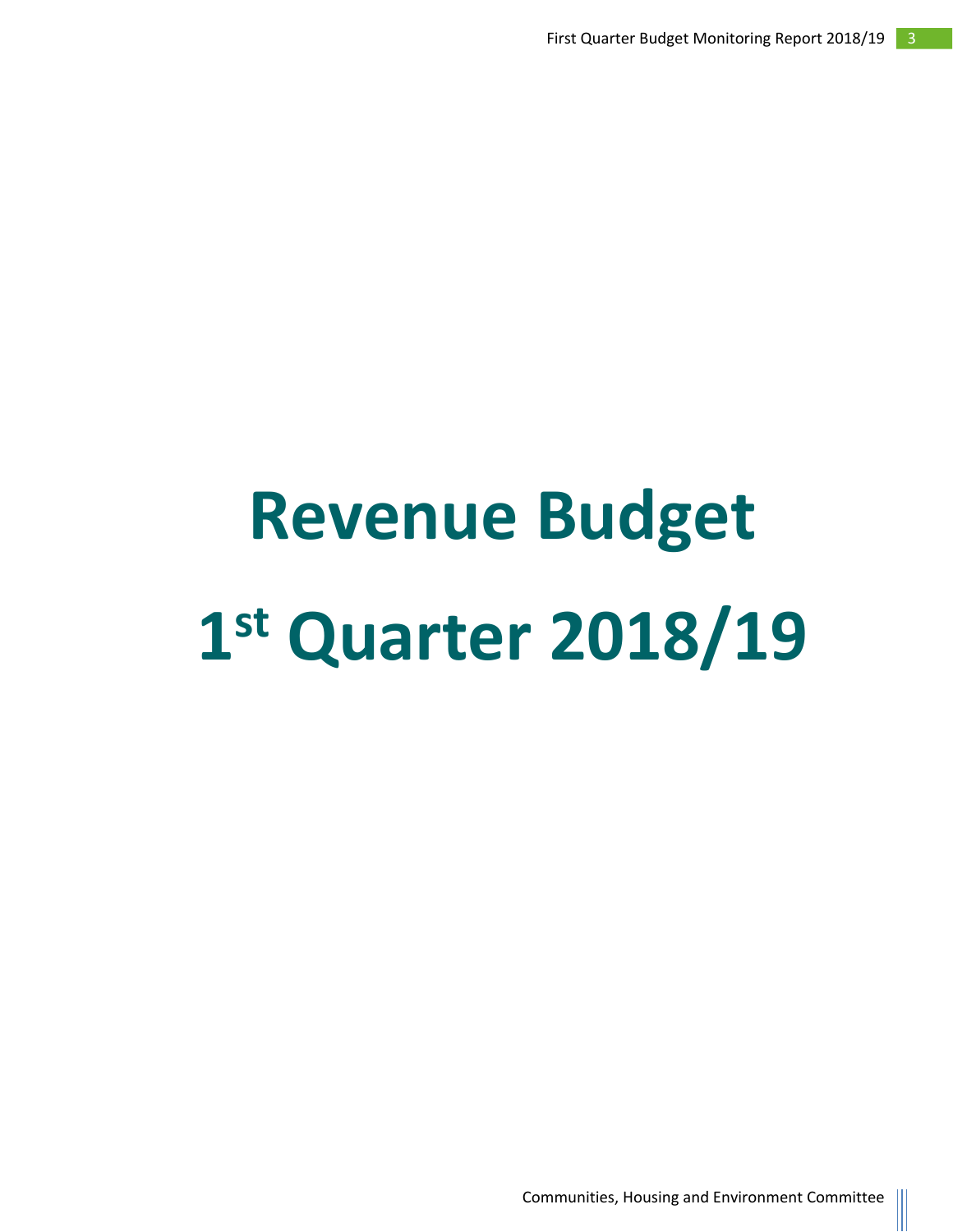# Revenue Budget

# 1st Quarter 2018/19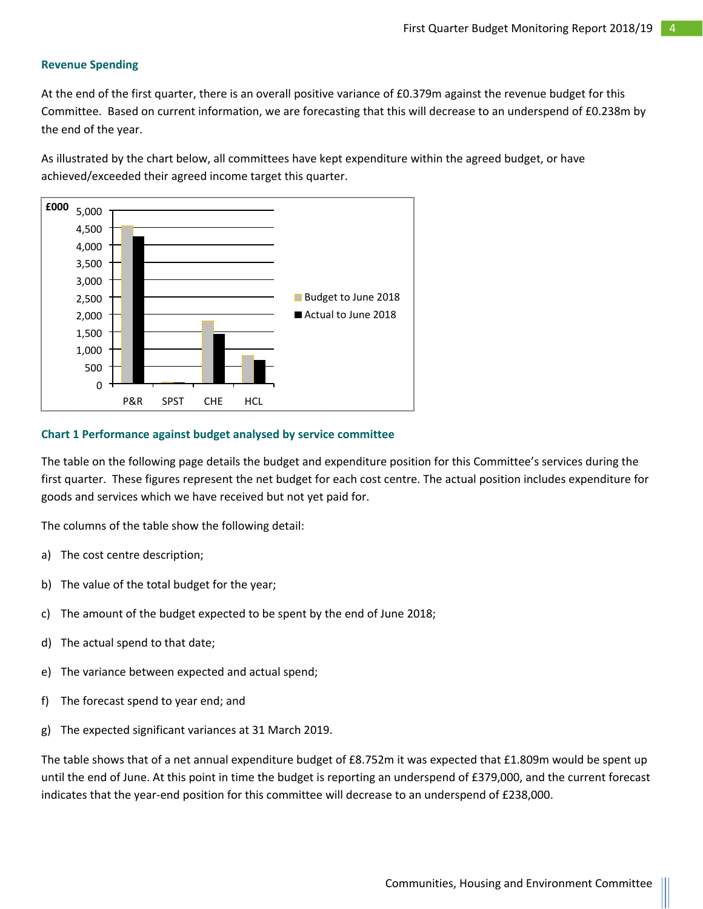## Revenue Spending

At the end of the first quarter, there is an overall positive variance of £0.379m against the revenue budget for this Committee. Based on current information, we are forecasting that this will decrease to an underspend of £0.238m by the end of the year.

As illustrated by the chart below, all committees have kept expenditure within the agreed budget, or have achieved/exceeded their agreed income target this quarter.

**Chart 1 Performance against budget analysed by service committee**

The table on the following page details the budget and expenditure position for this Committee's services during the first quarter. These figures represent the net budget for each cost centre. The actual position includes expenditure for goods and services which we have received but not yet paid for.

The columns of the table show the following detail:

a) The cost centre description;

b) The value of the total budget for the year;

c) The amount of the budget expected to be spent by the end of June 2018;

d) The actual spend to that date;

e) The variance between expected and actual spend;

f) The forecast spend to year end; and

g) The expected significant variances at 31 March 2019.

The table shows that of a net annual expenditure budget of £8.752m it was expected that £1.809m would be spent up until the end of June. At this point in time the budget is reporting an underspend of £379,000, and the current forecast indicates that the year-end position for this committee will decrease to an underspend of £238,000.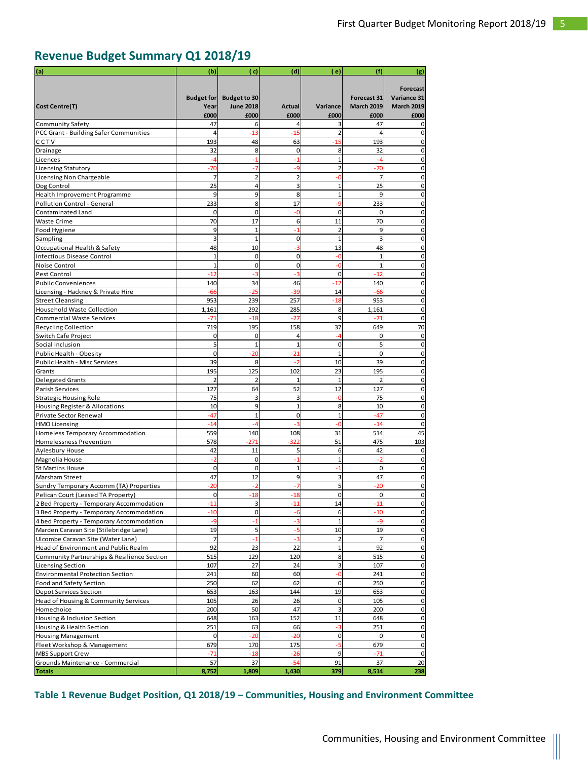## Revenue Budget Summary Q1 2018/19

| (a) | (b) | ( c) | (d) | ( e) | (f) | (g) |
|---|---|---|---|---|---|---|
| Cost Centre(T) | Budget for Year £000 | Budget to 30 June 2018 £000 | Actual £000 | Variance £000 | Forecast 31 March 2019 £000 | Forecast Variance 31 March 2019 £000 |
| Community Safety | 47 | 6 | 4 | 3 | 47 | 0 |
| PCC Grant - Building Safer Communities | 4 | -13 | -15 | 2 | 4 | 0 |
| CCTV | 193 | 48 | 63 | -15 | 193 | 0 |
| Drainage | 32 | 8 | 0 | 8 | 32 | 0 |
| Licences | -4 | -1 | -1 | 1 | -4 | 0 |
| Licensing Statutory | -70 | -7 | -9 | 2 | -70 | 0 |
| Licensing Non Chargeable | 7 | 2 | 2 | -0 | 7 | 0 |
| Dog Control | 25 | 4 | 3 | 1 | 25 | 0 |
| Health Improvement Programme | 9 | 9 | 8 | 1 | 9 | 0 |
| Pollution Control - General | 233 | 8 | 17 | -9 | 233 | 0 |
| Contaminated Land | 0 | 0 | -0 | 0 | 0 | 0 |
| Waste Crime | 70 | 17 | 6 | 11 | 70 | 0 |
| Food Hygiene | 9 | 1 | -1 | 2 | 9 | 0 |
| Sampling | 3 | 1 | 0 | 1 | 3 | 0 |
| Occupational Health & Safety | 48 | 10 | -3 | 13 | 48 | 0 |
| Infectious Disease Control | 1 | 0 | 0 | -0 | 1 | 0 |
| Noise Control | 1 | 0 | 0 | -0 | 1 | 0 |
| Pest Control | -12 | -3 | -3 | 0 | -12 | 0 |
| Public Conveniences | 140 | 34 | 46 | -12 | 140 | 0 |
| Licensing - Hackney & Private Hire | -66 | -25 | -39 | 14 | -66 | 0 |
| Street Cleansing | 953 | 239 | 257 | -18 | 953 | 0 |
| Household Waste Collection | 1,161 | 292 | 285 | 8 | 1,161 | 0 |
| Commercial Waste Services | -71 | -18 | -27 | 9 | -71 | 0 |
| Recycling Collection | 719 | 195 | 158 | 37 | 649 | 70 |
| Switch Cafe Project | 0 | 0 | 4 | -4 | 0 | 0 |
| Social Inclusion | 5 | 1 | 1 | 0 | 5 | 0 |
| Public Health - Obesity | 0 | -20 | -21 | 1 | 0 | 0 |
| Public Health - Misc Services | 39 | 8 | -2 | 10 | 39 | 0 |
| Grants | 195 | 125 | 102 | 23 | 195 | 0 |
| Delegated Grants | 2 | 2 | 1 | 1 | 2 | 0 |
| Parish Services | 127 | 64 | 52 | 12 | 127 | 0 |
| Strategic Housing Role | 75 | 3 | 3 | -0 | 75 | 0 |
| Housing Register & Allocations | 10 | 9 | 1 | 8 | 10 | 0 |
| Private Sector Renewal | -47 | 1 | 0 | 1 | -47 | 0 |
| HMO Licensing | -14 | -4 | -3 | -0 | -14 | 0 |
| Homeless Temporary Accommodation | 559 | 140 | 108 | 31 | 514 | 45 |
| Homelessness Prevention | 578 | -271 | -322 | 51 | 475 | 103 |
| Aylesbury House | 42 | 11 | 5 | 6 | 42 | 0 |
| Magnolia House | -2 | 0 | -1 | 1 | -2 | 0 |
| St Martins House | 0 | 0 | 1 | -1 | 0 | 0 |
| Marsham Street | 47 | 12 | 9 | 3 | 47 | 0 |
| Sundry Temporary Accom (TA) Properties | -20 | -2 | -7 | 5 | -20 | 0 |
| Pelican Court (Leased TA Property) | 0 | -18 | -18 | 0 | 0 | 0 |
| 2 Bed Property - Temporary Accommodation | -11 | 3 | -11 | 14 | -11 | 0 |
| 3 Bed Property - Temporary Accommodation | -10 | 0 | -6 | 6 | -10 | 0 |
| 4 bed Property - Temporary Accommodation | -9 | -1 | -3 | 1 | -9 | 0 |
| Marden Caravan Site (Stilebridge Lane) | 19 | 5 | -5 | 10 | 19 | 0 |
| Ulcombe Caravan Site (Water Lane) | 7 | -1 | -3 | 2 | 7 | 0 |
| Head of Environment and Public Realm | 92 | 23 | 22 | 1 | 92 | 0 |
| Community Partnerships & Resilience Section | 515 | 129 | 120 | 8 | 515 | 0 |
| Licensing Section | 107 | 27 | 24 | 3 | 107 | 0 |
| Environmental Protection Section | 241 | 60 | 60 | -0 | 241 | 0 |
| Food and Safety Section | 250 | 62 | 62 | 0 | 250 | 0 |
| Depot Services Section | 653 | 163 | 144 | 19 | 653 | 0 |
| Head of Housing & Community Services | 105 | 26 | 26 | 0 | 105 | 0 |
| Homechoice | 200 | 50 | 47 | 3 | 200 | 0 |
| Housing & Inclusion Section | 648 | 163 | 152 | 11 | 648 | 0 |
| Housing & Health Section | 251 | 63 | 66 | -3 | 251 | 0 |
| Housing Management | 0 | -20 | -20 | 0 | 0 | 0 |
| Fleet Workshop & Management | 679 | 170 | 175 | -5 | 679 | 0 |
| MBS Support Crew | -71 | -18 | -26 | 9 | -71 | 0 |
| Grounds Maintenance - Commercial | 57 | 37 | -54 | 91 | 37 | 20 |
| **Totals** | **8,752** | **1,809** | **1,430** | **379** | **8,514** | **238** |

**Table 1 Revenue Budget Position, Q1 2018/19 – Communities, Housing and Environment Committee**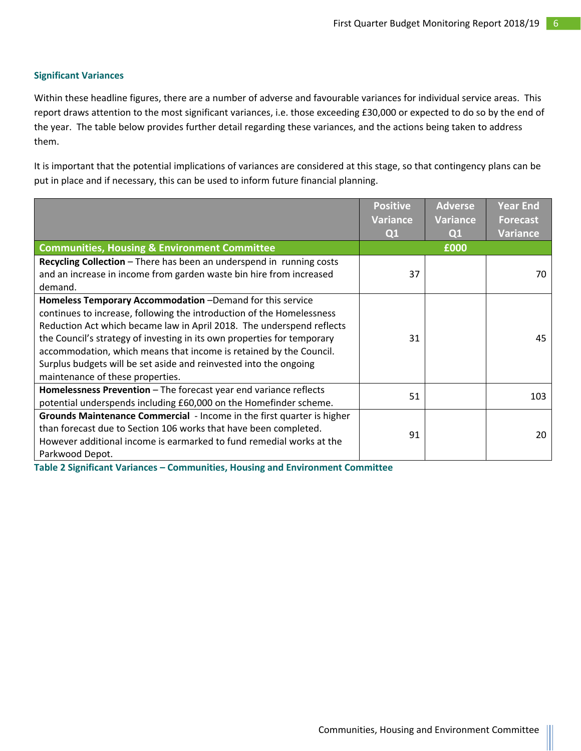### Significant Variances

Within these headline figures, there are a number of adverse and favourable variances for individual service areas. This report draws attention to the most significant variances, i.e. those exceeding £30,000 or expected to do so by the end of the year. The table below provides further detail regarding these variances, and the actions being taken to address them.

It is important that the potential implications of variances are considered at this stage, so that contingency plans can be put in place and if necessary, this can be used to inform future financial planning.

| | Positive Variance Q1 | Adverse Variance Q1 | Year End Forecast Variance |
|---|---|---|---|
| **Communities, Housing & Environment Committee** | | £000 | |
| **Recycling Collection** – There has been an underspend in running costs and an increase in income from garden waste bin hire from increased demand. | 37 | | 70 |
| **Homeless Temporary Accommodation** –Demand for this service continues to increase, following the introduction of the Homelessness Reduction Act which became law in April 2018. The underspend reflects the Council's strategy of investing in its own properties for temporary accommodation, which means that income is retained by the Council. Surplus budgets will be set aside and reinvested into the ongoing maintenance of these properties. | 31 | | 45 |
| **Homelessness Prevention** – The forecast year end variance reflects potential underspends including £60,000 on the Homefinder scheme. | 51 | | 103 |
| **Grounds Maintenance Commercial** - Income in the first quarter is higher than forecast due to Section 106 works that have been completed. However additional income is earmarked to fund remedial works at the Parkwood Depot. | 91 | | 20 |

Table 2 Significant Variances – Communities, Housing and Environment Committee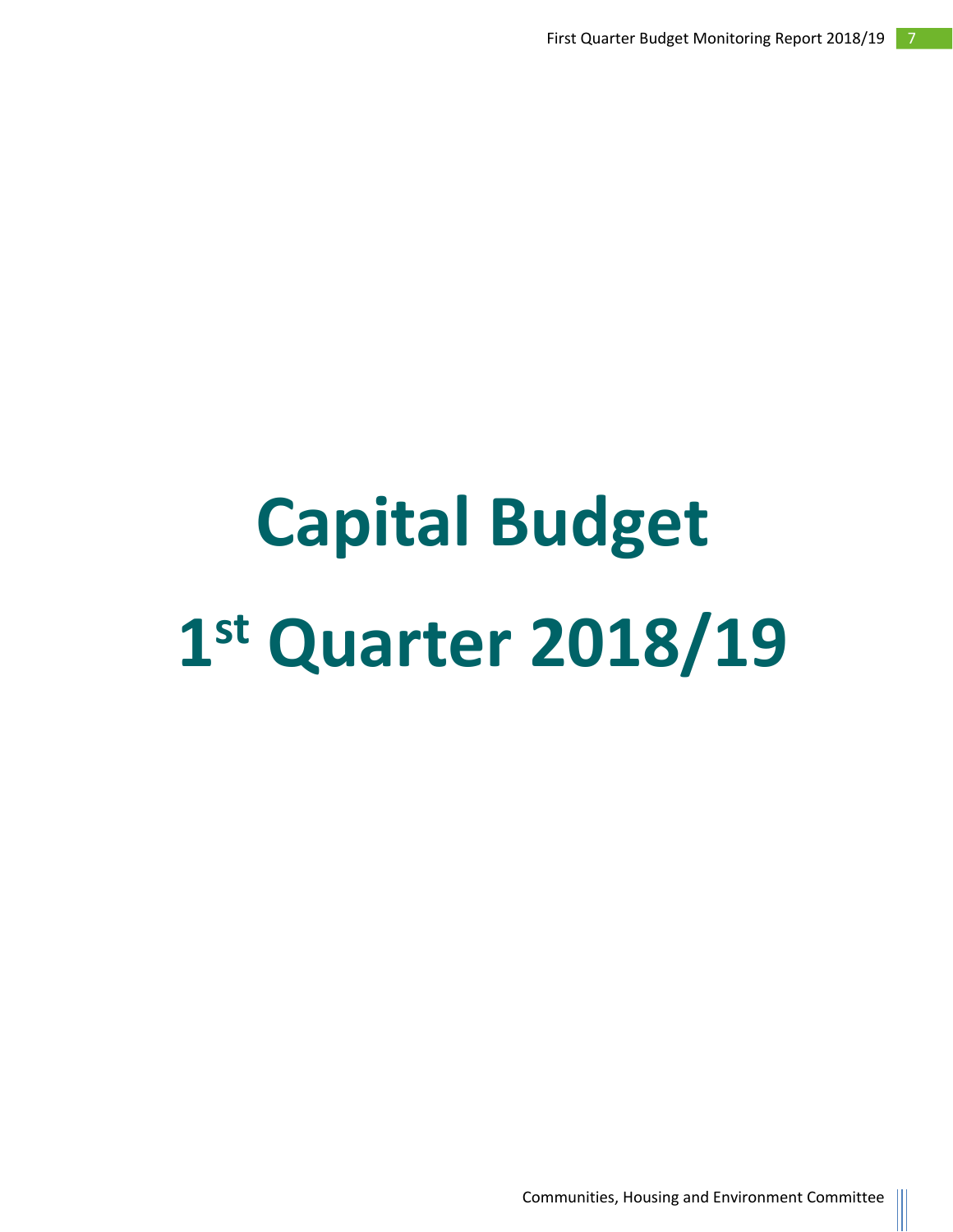# Capital Budget

# 1st Quarter 2018/19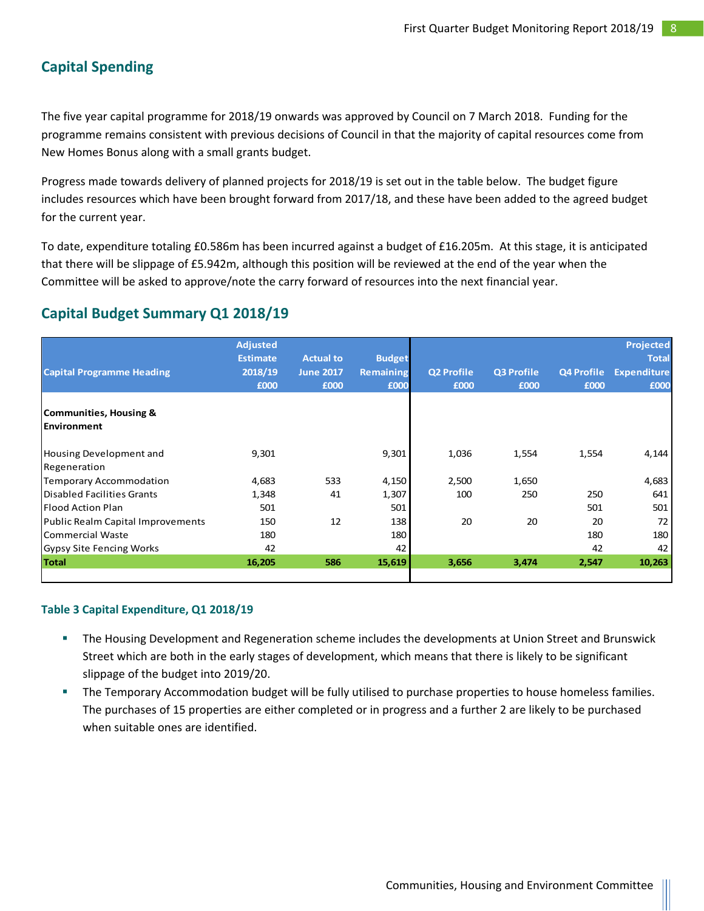## Capital Spending

The five year capital programme for 2018/19 onwards was approved by Council on 7 March 2018. Funding for the programme remains consistent with previous decisions of Council in that the majority of capital resources come from New Homes Bonus along with a small grants budget.

Progress made towards delivery of planned projects for 2018/19 is set out in the table below. The budget figure includes resources which have been brought forward from 2017/18, and these have been added to the agreed budget for the current year.

To date, expenditure totaling £0.586m has been incurred against a budget of £16.205m. At this stage, it is anticipated that there will be slippage of £5.942m, although this position will be reviewed at the end of the year when the Committee will be asked to approve/note the carry forward of resources into the next financial year.

## Capital Budget Summary Q1 2018/19

| Capital Programme Heading | Adjusted Estimate 2018/19 £000 | Actual to June 2017 £000 | Budget Remaining £000 | Q2 Profile £000 | Q3 Profile £000 | Q4 Profile £000 | Projected Total Expenditure £000 |
|---|---|---|---|---|---|---|---|
| **Communities, Housing & Environment** | | | | | | | |
| Housing Development and Regeneration | 9,301 | | 9,301 | 1,036 | 1,554 | 1,554 | 4,144 |
| Temporary Accommodation | 4,683 | 533 | 4,150 | 2,500 | 1,650 | | 4,683 |
| Disabled Facilities Grants | 1,348 | 41 | 1,307 | 100 | 250 | 250 | 641 |
| Flood Action Plan | 501 | | 501 | | | 501 | 501 |
| Public Realm Capital Improvements | 150 | 12 | 138 | 20 | 20 | 20 | 72 |
| Commercial Waste | 180 | | 180 | | | 180 | 180 |
| Gypsy Site Fencing Works | 42 | | 42 | | | 42 | 42 |
| **Total** | **16,205** | **586** | **15,619** | **3,656** | **3,474** | **2,547** | **10,263** |

**Table 3 Capital Expenditure, Q1 2018/19**

- The Housing Development and Regeneration scheme includes the developments at Union Street and Brunswick Street which are both in the early stages of development, which means that there is likely to be significant slippage of the budget into 2019/20.
- The Temporary Accommodation budget will be fully utilised to purchase properties to house homeless families. The purchases of 15 properties are either completed or in progress and a further 2 are likely to be purchased when suitable ones are identified.